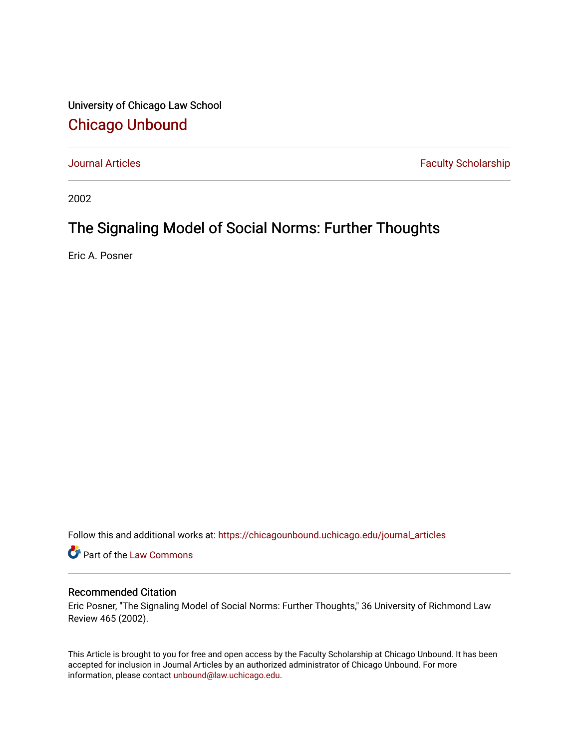University of Chicago Law School

## Chicago Unbound

Journal Articles | Faculty Scholarship

2002

# The Signaling Model of Social Norms: Further Thoughts

Eric A. Posner

Follow this and additional works at: https://chicagounbound.uchicago.edu/journal_articles

Part of the Law Commons

### Recommended Citation

Eric Posner, "The Signaling Model of Social Norms: Further Thoughts," 36 University of Richmond Law Review 465 (2002).

This Article is brought to you for free and open access by the Faculty Scholarship at Chicago Unbound. It has been accepted for inclusion in Journal Articles by an authorized administrator of Chicago Unbound. For more information, please contact unbound@law.uchicago.edu.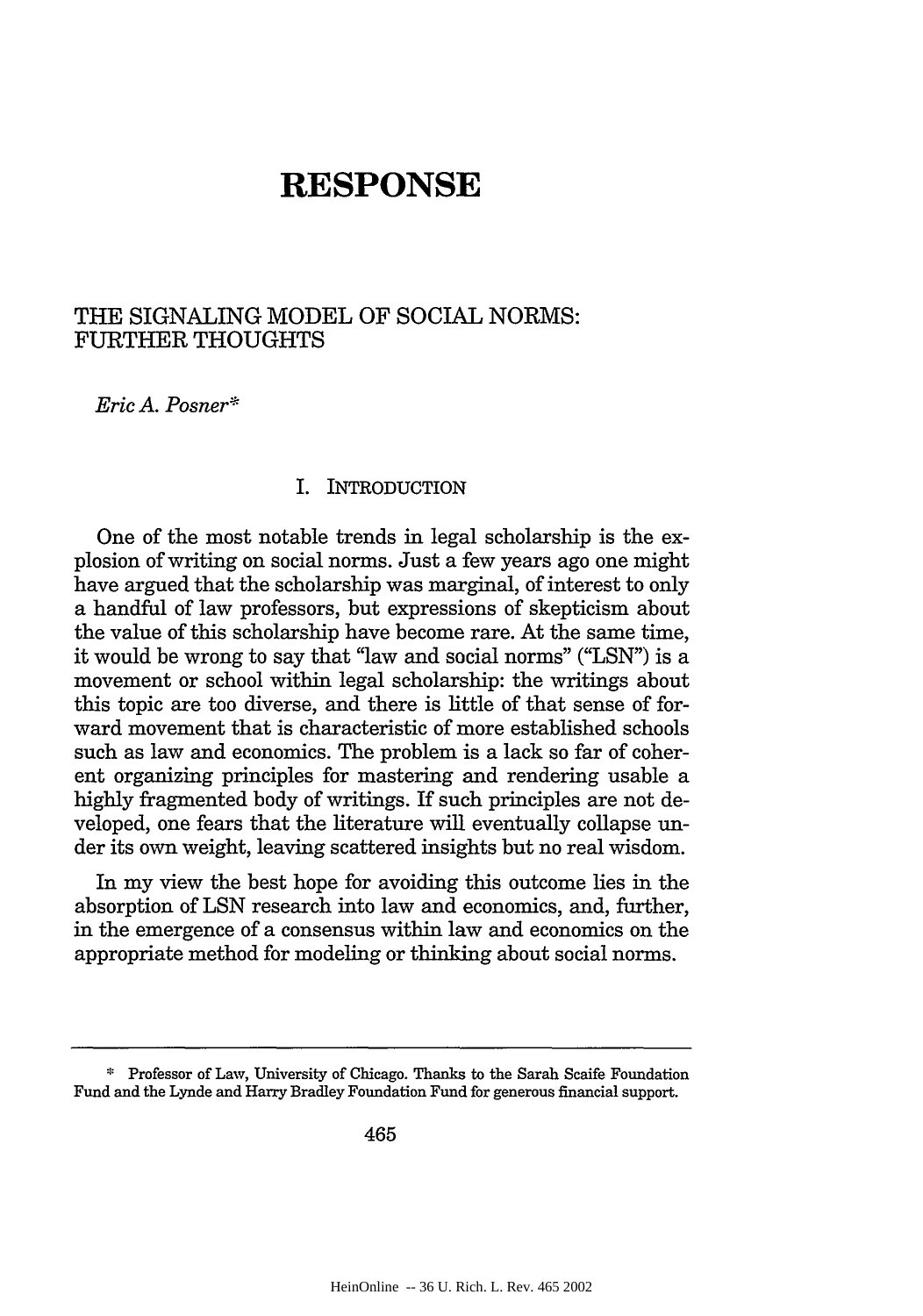# RESPONSE

## THE SIGNALING MODEL OF SOCIAL NORMS: FURTHER THOUGHTS

*Eric A. Posner**

### I. INTRODUCTION

One of the most notable trends in legal scholarship is the explosion of writing on social norms. Just a few years ago one might have argued that the scholarship was marginal, of interest to only a handful of law professors, but expressions of skepticism about the value of this scholarship have become rare. At the same time, it would be wrong to say that "law and social norms" ("LSN") is a movement or school within legal scholarship: the writings about this topic are too diverse, and there is little of that sense of forward movement that is characteristic of more established schools such as law and economics. The problem is a lack so far of coherent organizing principles for mastering and rendering usable a highly fragmented body of writings. If such principles are not developed, one fears that the literature will eventually collapse under its own weight, leaving scattered insights but no real wisdom.

In my view the best hope for avoiding this outcome lies in the absorption of LSN research into law and economics, and, further, in the emergence of a consensus within law and economics on the appropriate method for modeling or thinking about social norms.

---

\* Professor of Law, University of Chicago. Thanks to the Sarah Scaife Foundation Fund and the Lynde and Harry Bradley Foundation Fund for generous financial support.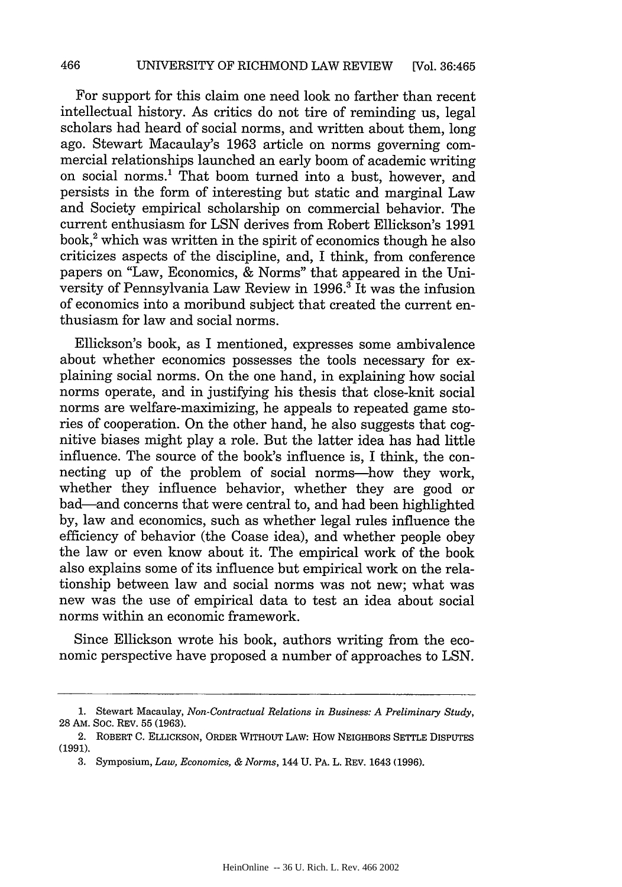For support for this claim one need look no farther than recent intellectual history. As critics do not tire of reminding us, legal scholars had heard of social norms, and written about them, long ago. Stewart Macaulay's 1963 article on norms governing commercial relationships launched an early boom of academic writing on social norms.[1] That boom turned into a bust, however, and persists in the form of interesting but static and marginal Law and Society empirical scholarship on commercial behavior. The current enthusiasm for LSN derives from Robert Ellickson's 1991 book,[2] which was written in the spirit of economics though he also criticizes aspects of the discipline, and, I think, from conference papers on "Law, Economics, & Norms" that appeared in the University of Pennsylvania Law Review in 1996.[3] It was the infusion of economics into a moribund subject that created the current enthusiasm for law and social norms.

Ellickson's book, as I mentioned, expresses some ambivalence about whether economics possesses the tools necessary for explaining social norms. On the one hand, in explaining how social norms operate, and in justifying his thesis that close-knit social norms are welfare-maximizing, he appeals to repeated game stories of cooperation. On the other hand, he also suggests that cognitive biases might play a role. But the latter idea has had little influence. The source of the book's influence is, I think, the connecting up of the problem of social norms—how they work, whether they influence behavior, whether they are good or bad—and concerns that were central to, and had been highlighted by, law and economics, such as whether legal rules influence the efficiency of behavior (the Coase idea), and whether people obey the law or even know about it. The empirical work of the book also explains some of its influence but empirical work on the relationship between law and social norms was not new; what was new was the use of empirical data to test an idea about social norms within an economic framework.

Since Ellickson wrote his book, authors writing from the economic perspective have proposed a number of approaches to LSN.

---

1. Stewart Macaulay, *Non-Contractual Relations in Business: A Preliminary Study*, 28 AM. SOC. REV. 55 (1963).

2. ROBERT C. ELLICKSON, ORDER WITHOUT LAW: HOW NEIGHBORS SETTLE DISPUTES (1991).

3. Symposium, *Law, Economics, & Norms*, 144 U. PA. L. REV. 1643 (1996).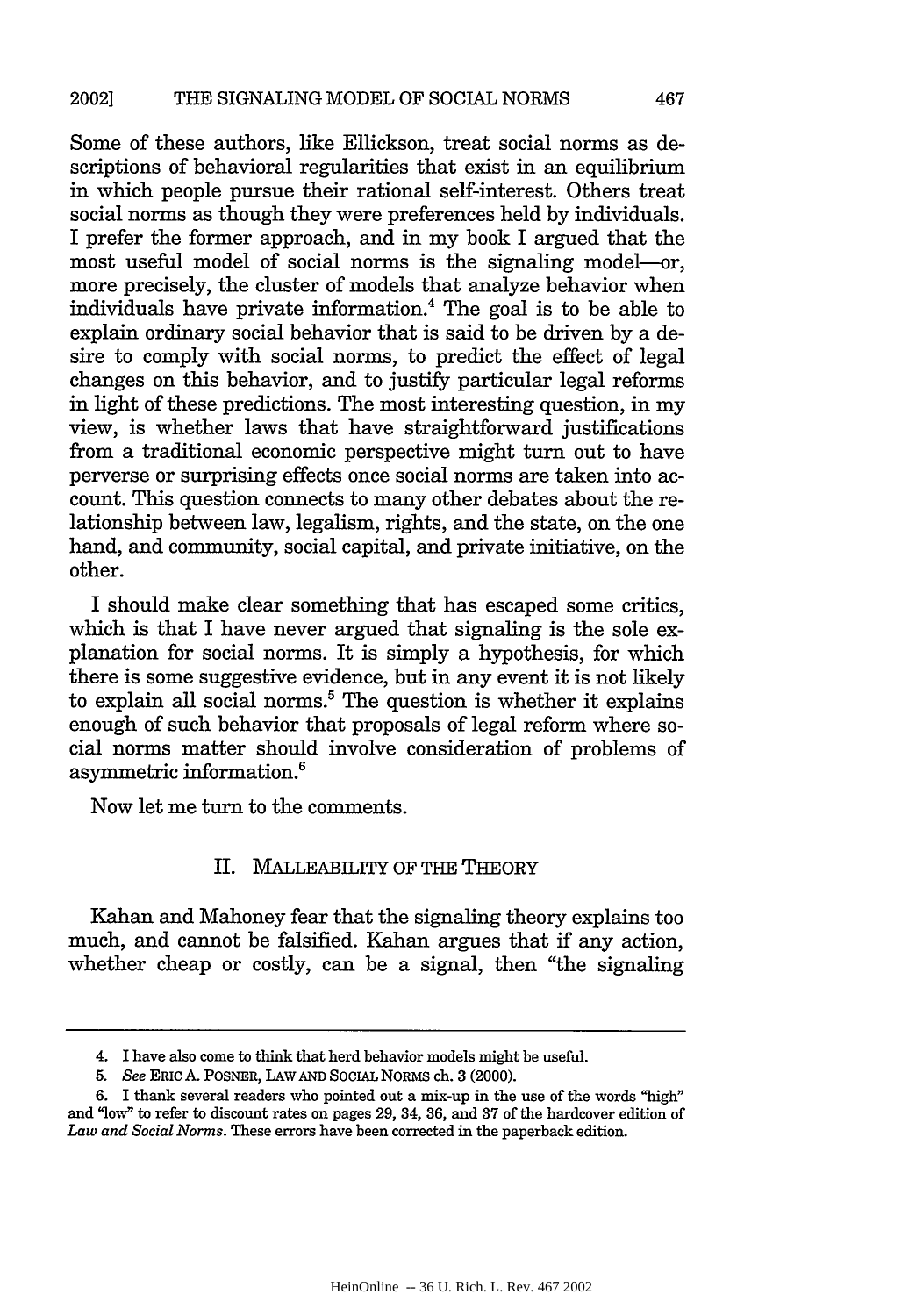Some of these authors, like Ellickson, treat social norms as descriptions of behavioral regularities that exist in an equilibrium in which people pursue their rational self-interest. Others treat social norms as though they were preferences held by individuals. I prefer the former approach, and in my book I argued that the most useful model of social norms is the signaling model—or, more precisely, the cluster of models that analyze behavior when individuals have private information.[4] The goal is to be able to explain ordinary social behavior that is said to be driven by a desire to comply with social norms, to predict the effect of legal changes on this behavior, and to justify particular legal reforms in light of these predictions. The most interesting question, in my view, is whether laws that have straightforward justifications from a traditional economic perspective might turn out to have perverse or surprising effects once social norms are taken into account. This question connects to many other debates about the relationship between law, legalism, rights, and the state, on the one hand, and community, social capital, and private initiative, on the other.

I should make clear something that has escaped some critics, which is that I have never argued that signaling is the sole explanation for social norms. It is simply a hypothesis, for which there is some suggestive evidence, but in any event it is not likely to explain all social norms.[5] The question is whether it explains enough of such behavior that proposals of legal reform where social norms matter should involve consideration of problems of asymmetric information.[6]

Now let me turn to the comments.

## II. MALLEABILITY OF THE THEORY

Kahan and Mahoney fear that the signaling theory explains too much, and cannot be falsified. Kahan argues that if any action, whether cheap or costly, can be a signal, then "the signaling

---

4. I have also come to think that herd behavior models might be useful.

5. *See* ERIC A. POSNER, LAW AND SOCIAL NORMS ch. 3 (2000).

6. I thank several readers who pointed out a mix-up in the use of the words "high" and "low" to refer to discount rates on pages 29, 34, 36, and 37 of the hardcover edition of *Law and Social Norms*. These errors have been corrected in the paperback edition.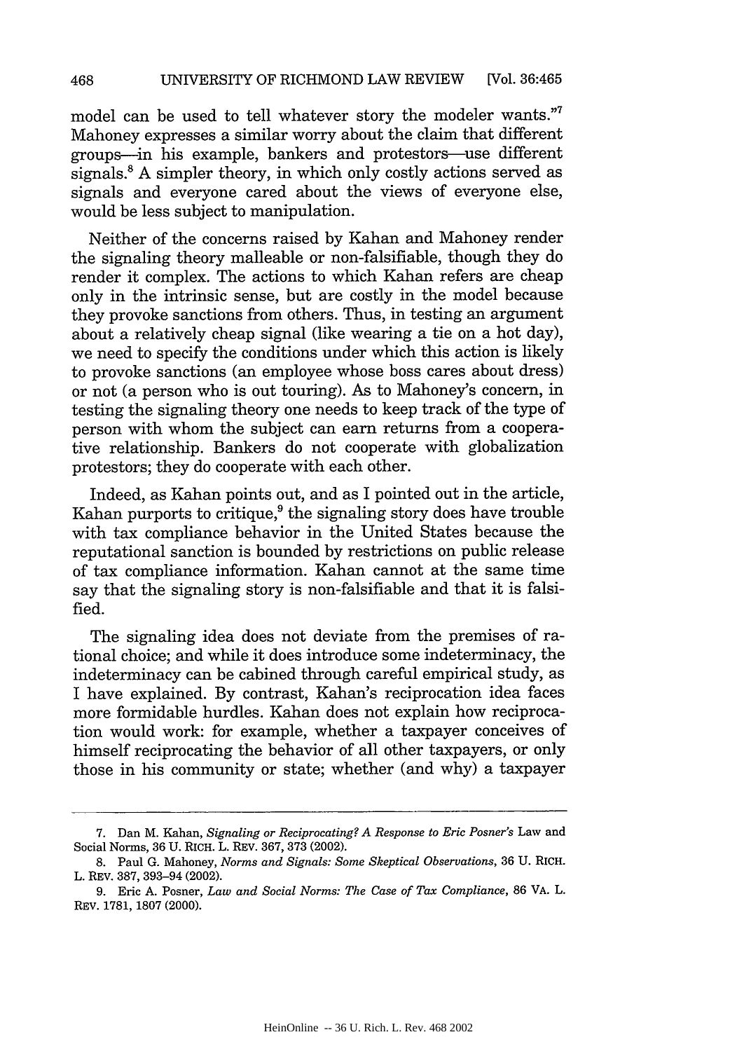model can be used to tell whatever story the modeler wants."[7] Mahoney expresses a similar worry about the claim that different groups—in his example, bankers and protestors—use different signals.[8] A simpler theory, in which only costly actions served as signals and everyone cared about the views of everyone else, would be less subject to manipulation.

Neither of the concerns raised by Kahan and Mahoney render the signaling theory malleable or non-falsifiable, though they do render it complex. The actions to which Kahan refers are cheap only in the intrinsic sense, but are costly in the model because they provoke sanctions from others. Thus, in testing an argument about a relatively cheap signal (like wearing a tie on a hot day), we need to specify the conditions under which this action is likely to provoke sanctions (an employee whose boss cares about dress) or not (a person who is out touring). As to Mahoney's concern, in testing the signaling theory one needs to keep track of the type of person with whom the subject can earn returns from a cooperative relationship. Bankers do not cooperate with globalization protestors; they do cooperate with each other.

Indeed, as Kahan points out, and as I pointed out in the article, Kahan purports to critique,[9] the signaling story does have trouble with tax compliance behavior in the United States because the reputational sanction is bounded by restrictions on public release of tax compliance information. Kahan cannot at the same time say that the signaling story is non-falsifiable and that it is falsified.

The signaling idea does not deviate from the premises of rational choice; and while it does introduce some indeterminacy, the indeterminacy can be cabined through careful empirical study, as I have explained. By contrast, Kahan's reciprocation idea faces more formidable hurdles. Kahan does not explain how reciprocation would work: for example, whether a taxpayer conceives of himself reciprocating the behavior of all other taxpayers, or only those in his community or state; whether (and why) a taxpayer

---

7. Dan M. Kahan, *Signaling or Reciprocating? A Response to Eric Posner's* Law and Social Norms, 36 U. RICH. L. REV. 367, 373 (2002).

8. Paul G. Mahoney, *Norms and Signals: Some Skeptical Observations*, 36 U. RICH. L. REV. 387, 393–94 (2002).

9. Eric A. Posner, *Law and Social Norms: The Case of Tax Compliance*, 86 VA. L. REV. 1781, 1807 (2000).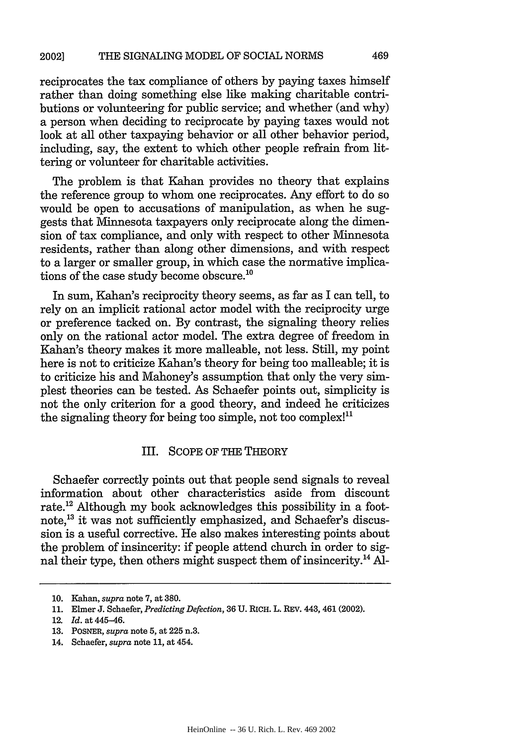reciprocates the tax compliance of others by paying taxes himself rather than doing something else like making charitable contributions or volunteering for public service; and whether (and why) a person when deciding to reciprocate by paying taxes would not look at all other taxpaying behavior or all other behavior period, including, say, the extent to which other people refrain from littering or volunteer for charitable activities.

The problem is that Kahan provides no theory that explains the reference group to whom one reciprocates. Any effort to do so would be open to accusations of manipulation, as when he suggests that Minnesota taxpayers only reciprocate along the dimension of tax compliance, and only with respect to other Minnesota residents, rather than along other dimensions, and with respect to a larger or smaller group, in which case the normative implications of the case study become obscure.[10]

In sum, Kahan's reciprocity theory seems, as far as I can tell, to rely on an implicit rational actor model with the reciprocity urge or preference tacked on. By contrast, the signaling theory relies only on the rational actor model. The extra degree of freedom in Kahan's theory makes it more malleable, not less. Still, my point here is not to criticize Kahan's theory for being too malleable; it is to criticize his and Mahoney's assumption that only the very simplest theories can be tested. As Schaefer points out, simplicity is not the only criterion for a good theory, and indeed he criticizes the signaling theory for being too simple, not too complex![11]

## III. SCOPE OF THE THEORY

Schaefer correctly points out that people send signals to reveal information about other characteristics aside from discount rate.[12] Although my book acknowledges this possibility in a footnote,[13] it was not sufficiently emphasized, and Schaefer's discussion is a useful corrective. He also makes interesting points about the problem of insincerity: if people attend church in order to signal their type, then others might suspect them of insincerity.[14] Al-

---

10. Kahan, *supra* note 7, at 380.

11. Elmer J. Schaefer, *Predicting Defection*, 36 U. RICH. L. REV. 443, 461 (2002).

12. *Id.* at 445–46.

13. POSNER, *supra* note 5, at 225 n.3.

14. Schaefer, *supra* note 11, at 454.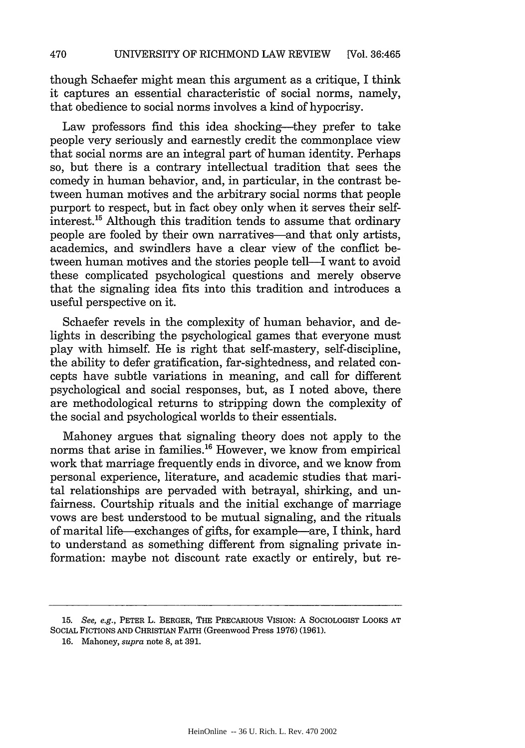though Schaefer might mean this argument as a critique, I think it captures an essential characteristic of social norms, namely, that obedience to social norms involves a kind of hypocrisy.

Law professors find this idea shocking—they prefer to take people very seriously and earnestly credit the commonplace view that social norms are an integral part of human identity. Perhaps so, but there is a contrary intellectual tradition that sees the comedy in human behavior, and, in particular, in the contrast between human motives and the arbitrary social norms that people purport to respect, but in fact obey only when it serves their self-interest.[15] Although this tradition tends to assume that ordinary people are fooled by their own narratives—and that only artists, academics, and swindlers have a clear view of the conflict between human motives and the stories people tell—I want to avoid these complicated psychological questions and merely observe that the signaling idea fits into this tradition and introduces a useful perspective on it.

Schaefer revels in the complexity of human behavior, and delights in describing the psychological games that everyone must play with himself. He is right that self-mastery, self-discipline, the ability to defer gratification, far-sightedness, and related concepts have subtle variations in meaning, and call for different psychological and social responses, but, as I noted above, there are methodological returns to stripping down the complexity of the social and psychological worlds to their essentials.

Mahoney argues that signaling theory does not apply to the norms that arise in families.[16] However, we know from empirical work that marriage frequently ends in divorce, and we know from personal experience, literature, and academic studies that marital relationships are pervaded with betrayal, shirking, and unfairness. Courtship rituals and the initial exchange of marriage vows are best understood to be mutual signaling, and the rituals of marital life—exchanges of gifts, for example—are, I think, hard to understand as something different from signaling private information: maybe not discount rate exactly or entirely, but re-

---

15. *See, e.g.*, PETER L. BERGER, THE PRECARIOUS VISION: A SOCIOLOGIST LOOKS AT SOCIAL FICTIONS AND CHRISTIAN FAITH (Greenwood Press 1976) (1961).

16. Mahoney, *supra* note 8, at 391.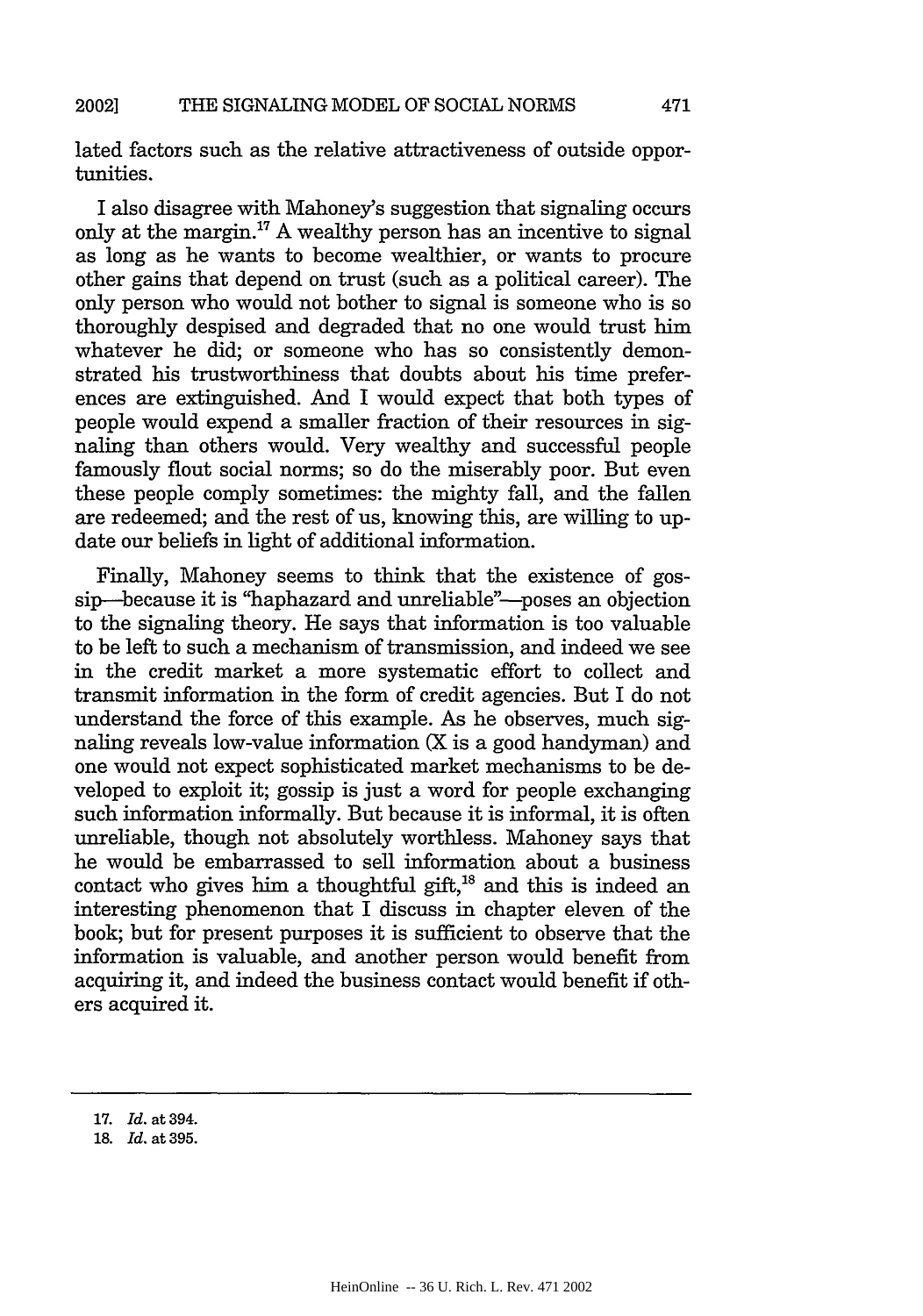lated factors such as the relative attractiveness of outside opportunities.

I also disagree with Mahoney's suggestion that signaling occurs only at the margin.[17] A wealthy person has an incentive to signal as long as he wants to become wealthier, or wants to procure other gains that depend on trust (such as a political career). The only person who would not bother to signal is someone who is so thoroughly despised and degraded that no one would trust him whatever he did; or someone who has so consistently demonstrated his trustworthiness that doubts about his time preferences are extinguished. And I would expect that both types of people would expend a smaller fraction of their resources in signaling than others would. Very wealthy and successful people famously flout social norms; so do the miserably poor. But even these people comply sometimes: the mighty fall, and the fallen are redeemed; and the rest of us, knowing this, are willing to update our beliefs in light of additional information.

Finally, Mahoney seems to think that the existence of gossip—because it is "haphazard and unreliable"—poses an objection to the signaling theory. He says that information is too valuable to be left to such a mechanism of transmission, and indeed we see in the credit market a more systematic effort to collect and transmit information in the form of credit agencies. But I do not understand the force of this example. As he observes, much signaling reveals low-value information (X is a good handyman) and one would not expect sophisticated market mechanisms to be developed to exploit it; gossip is just a word for people exchanging such information informally. But because it is informal, it is often unreliable, though not absolutely worthless. Mahoney says that he would be embarrassed to sell information about a business contact who gives him a thoughtful gift,[18] and this is indeed an interesting phenomenon that I discuss in chapter eleven of the book; but for present purposes it is sufficient to observe that the information is valuable, and another person would benefit from acquiring it, and indeed the business contact would benefit if others acquired it.

---

17. *Id.* at 394.
18. *Id.* at 395.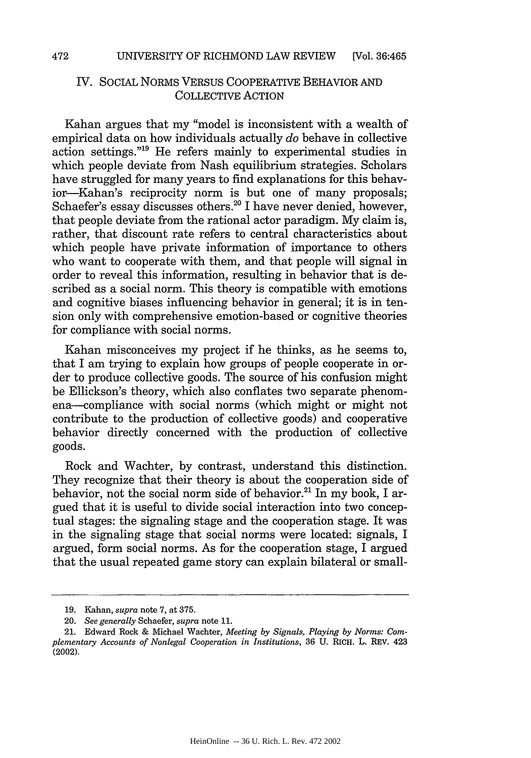## IV. SOCIAL NORMS VERSUS COOPERATIVE BEHAVIOR AND COLLECTIVE ACTION

Kahan argues that my "model is inconsistent with a wealth of empirical data on how individuals actually *do* behave in collective action settings."[19] He refers mainly to experimental studies in which people deviate from Nash equilibrium strategies. Scholars have struggled for many years to find explanations for this behavior—Kahan's reciprocity norm is but one of many proposals; Schaefer's essay discusses others.[20] I have never denied, however, that people deviate from the rational actor paradigm. My claim is, rather, that discount rate refers to central characteristics about which people have private information of importance to others who want to cooperate with them, and that people will signal in order to reveal this information, resulting in behavior that is described as a social norm. This theory is compatible with emotions and cognitive biases influencing behavior in general; it is in tension only with comprehensive emotion-based or cognitive theories for compliance with social norms.

Kahan misconceives my project if he thinks, as he seems to, that I am trying to explain how groups of people cooperate in order to produce collective goods. The source of his confusion might be Ellickson's theory, which also conflates two separate phenomena—compliance with social norms (which might or might not contribute to the production of collective goods) and cooperative behavior directly concerned with the production of collective goods.

Rock and Wachter, by contrast, understand this distinction. They recognize that their theory is about the cooperation side of behavior, not the social norm side of behavior.[21] In my book, I argued that it is useful to divide social interaction into two conceptual stages: the signaling stage and the cooperation stage. It was in the signaling stage that social norms were located: signals, I argued, form social norms. As for the cooperation stage, I argued that the usual repeated game story can explain bilateral or small-

---

19. Kahan, *supra* note 7, at 375.

20. *See generally* Schaefer, *supra* note 11.

21. Edward Rock & Michael Wachter, *Meeting by Signals, Playing by Norms: Complementary Accounts of Nonlegal Cooperation in Institutions*, 36 U. RICH. L. REV. 423 (2002).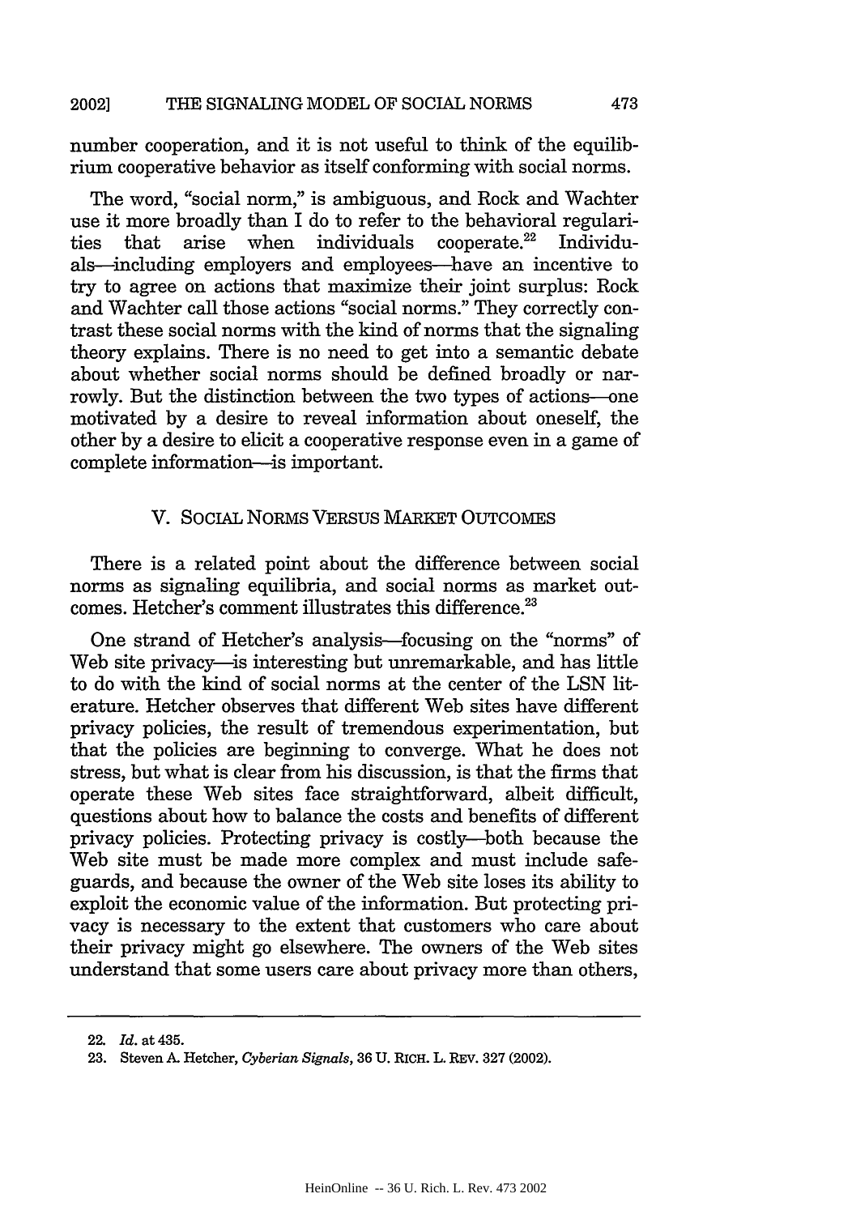number cooperation, and it is not useful to think of the equilibrium cooperative behavior as itself conforming with social norms.

The word, "social norm," is ambiguous, and Rock and Wachter use it more broadly than I do to refer to the behavioral regularities that arise when individuals cooperate.[22] Individuals—including employers and employees—have an incentive to try to agree on actions that maximize their joint surplus: Rock and Wachter call those actions "social norms." They correctly contrast these social norms with the kind of norms that the signaling theory explains. There is no need to get into a semantic debate about whether social norms should be defined broadly or narrowly. But the distinction between the two types of actions—one motivated by a desire to reveal information about oneself, the other by a desire to elicit a cooperative response even in a game of complete information—is important.

## V. SOCIAL NORMS VERSUS MARKET OUTCOMES

There is a related point about the difference between social norms as signaling equilibria, and social norms as market outcomes. Hetcher's comment illustrates this difference.[23]

One strand of Hetcher's analysis—focusing on the "norms" of Web site privacy—is interesting but unremarkable, and has little to do with the kind of social norms at the center of the LSN literature. Hetcher observes that different Web sites have different privacy policies, the result of tremendous experimentation, but that the policies are beginning to converge. What he does not stress, but what is clear from his discussion, is that the firms that operate these Web sites face straightforward, albeit difficult, questions about how to balance the costs and benefits of different privacy policies. Protecting privacy is costly—both because the Web site must be made more complex and must include safeguards, and because the owner of the Web site loses its ability to exploit the economic value of the information. But protecting privacy is necessary to the extent that customers who care about their privacy might go elsewhere. The owners of the Web sites understand that some users care about privacy more than others,

---

22. *Id.* at 435.

23. Steven A. Hetcher, *Cyberian Signals*, 36 U. RICH. L. REV. 327 (2002).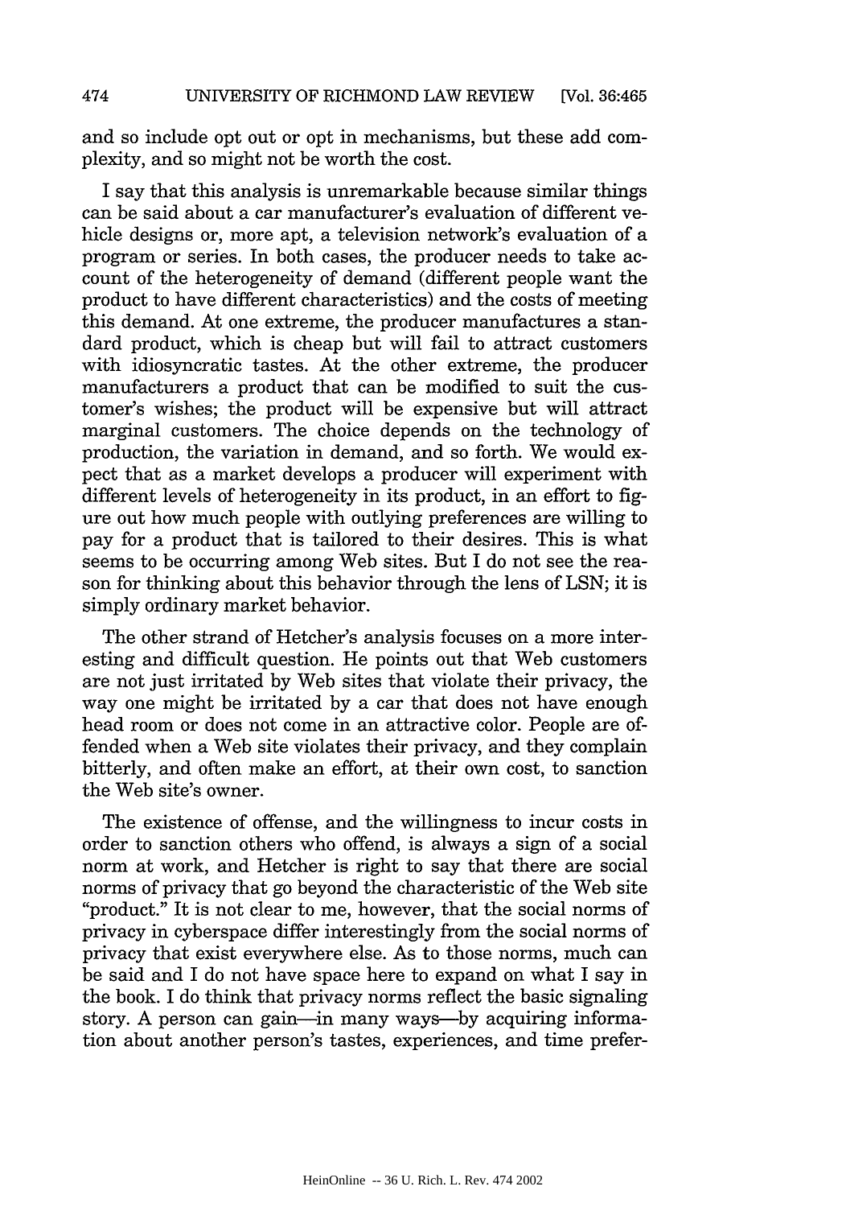and so include opt out or opt in mechanisms, but these add complexity, and so might not be worth the cost.

I say that this analysis is unremarkable because similar things can be said about a car manufacturer's evaluation of different vehicle designs or, more apt, a television network's evaluation of a program or series. In both cases, the producer needs to take account of the heterogeneity of demand (different people want the product to have different characteristics) and the costs of meeting this demand. At one extreme, the producer manufactures a standard product, which is cheap but will fail to attract customers with idiosyncratic tastes. At the other extreme, the producer manufacturers a product that can be modified to suit the customer's wishes; the product will be expensive but will attract marginal customers. The choice depends on the technology of production, the variation in demand, and so forth. We would expect that as a market develops a producer will experiment with different levels of heterogeneity in its product, in an effort to figure out how much people with outlying preferences are willing to pay for a product that is tailored to their desires. This is what seems to be occurring among Web sites. But I do not see the reason for thinking about this behavior through the lens of LSN; it is simply ordinary market behavior.

The other strand of Hetcher's analysis focuses on a more interesting and difficult question. He points out that Web customers are not just irritated by Web sites that violate their privacy, the way one might be irritated by a car that does not have enough head room or does not come in an attractive color. People are offended when a Web site violates their privacy, and they complain bitterly, and often make an effort, at their own cost, to sanction the Web site's owner.

The existence of offense, and the willingness to incur costs in order to sanction others who offend, is always a sign of a social norm at work, and Hetcher is right to say that there are social norms of privacy that go beyond the characteristic of the Web site "product." It is not clear to me, however, that the social norms of privacy in cyberspace differ interestingly from the social norms of privacy that exist everywhere else. As to those norms, much can be said and I do not have space here to expand on what I say in the book. I do think that privacy norms reflect the basic signaling story. A person can gain—in many ways—by acquiring information about another person's tastes, experiences, and time prefer-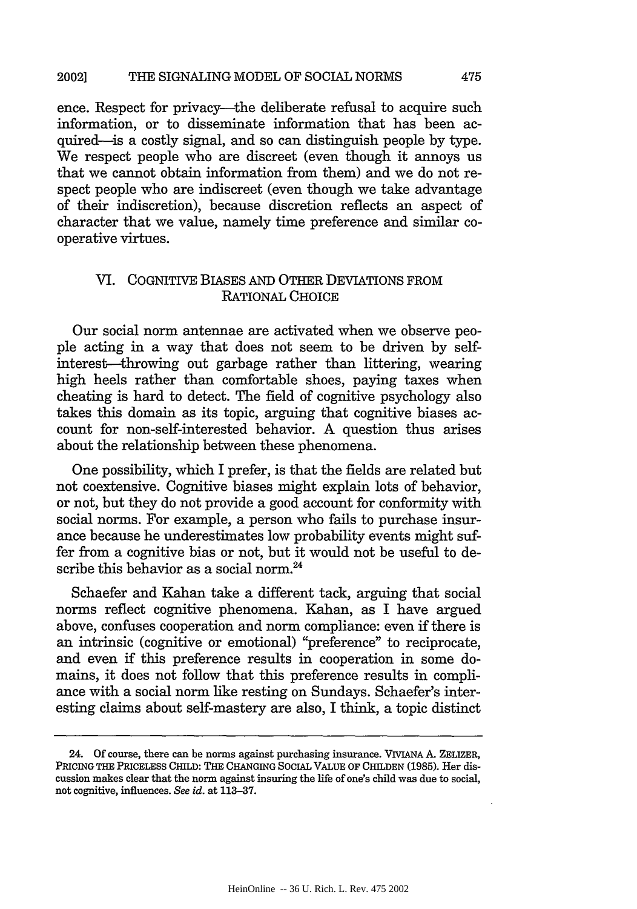ence. Respect for privacy—the deliberate refusal to acquire such information, or to disseminate information that has been acquired—is a costly signal, and so can distinguish people by type. We respect people who are discreet (even though it annoys us that we cannot obtain information from them) and we do not respect people who are indiscreet (even though we take advantage of their indiscretion), because discretion reflects an aspect of character that we value, namely time preference and similar cooperative virtues.

## VI. COGNITIVE BIASES AND OTHER DEVIATIONS FROM RATIONAL CHOICE

Our social norm antennae are activated when we observe people acting in a way that does not seem to be driven by self-interest—throwing out garbage rather than littering, wearing high heels rather than comfortable shoes, paying taxes when cheating is hard to detect. The field of cognitive psychology also takes this domain as its topic, arguing that cognitive biases account for non-self-interested behavior. A question thus arises about the relationship between these phenomena.

One possibility, which I prefer, is that the fields are related but not coextensive. Cognitive biases might explain lots of behavior, or not, but they do not provide a good account for conformity with social norms. For example, a person who fails to purchase insurance because he underestimates low probability events might suffer from a cognitive bias or not, but it would not be useful to describe this behavior as a social norm.[24]

Schaefer and Kahan take a different tack, arguing that social norms reflect cognitive phenomena. Kahan, as I have argued above, confuses cooperation and norm compliance: even if there is an intrinsic (cognitive or emotional) "preference" to reciprocate, and even if this preference results in cooperation in some domains, it does not follow that this preference results in compliance with a social norm like resting on Sundays. Schaefer's interesting claims about self-mastery are also, I think, a topic distinct

---

24. Of course, there can be norms against purchasing insurance. VIVIANA A. ZELIZER, PRICING THE PRICELESS CHILD: THE CHANGING SOCIAL VALUE OF CHILDEN (1985). Her discussion makes clear that the norm against insuring the life of one's child was due to social, not cognitive, influences. *See id.* at 113–37.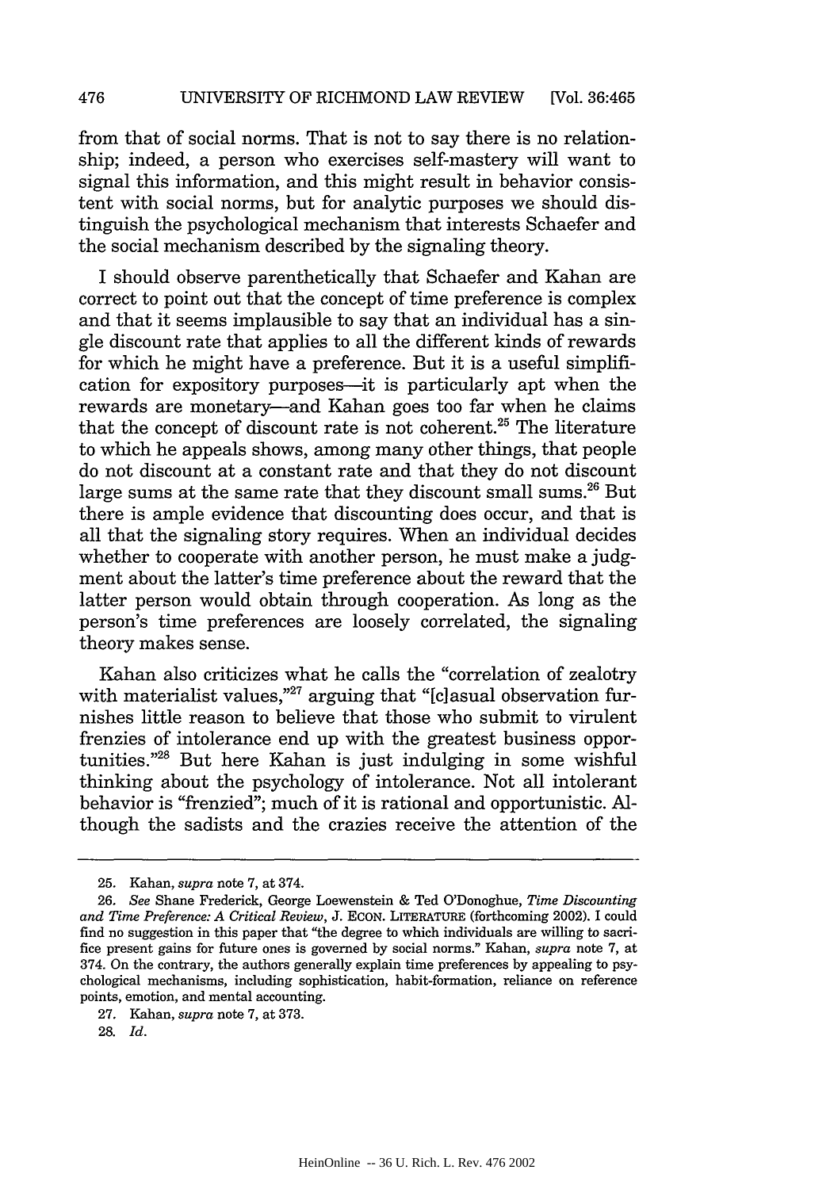from that of social norms. That is not to say there is no relationship; indeed, a person who exercises self-mastery will want to signal this information, and this might result in behavior consistent with social norms, but for analytic purposes we should distinguish the psychological mechanism that interests Schaefer and the social mechanism described by the signaling theory.

I should observe parenthetically that Schaefer and Kahan are correct to point out that the concept of time preference is complex and that it seems implausible to say that an individual has a single discount rate that applies to all the different kinds of rewards for which he might have a preference. But it is a useful simplification for expository purposes—it is particularly apt when the rewards are monetary—and Kahan goes too far when he claims that the concept of discount rate is not coherent.[25] The literature to which he appeals shows, among many other things, that people do not discount at a constant rate and that they do not discount large sums at the same rate that they discount small sums.[26] But there is ample evidence that discounting does occur, and that is all that the signaling story requires. When an individual decides whether to cooperate with another person, he must make a judgment about the latter's time preference about the reward that the latter person would obtain through cooperation. As long as the person's time preferences are loosely correlated, the signaling theory makes sense.

Kahan also criticizes what he calls the "correlation of zealotry with materialist values,"[27] arguing that "[c]asual observation furnishes little reason to believe that those who submit to virulent frenzies of intolerance end up with the greatest business opportunities."[28] But here Kahan is just indulging in some wishful thinking about the psychology of intolerance. Not all intolerant behavior is "frenzied"; much of it is rational and opportunistic. Although the sadists and the crazies receive the attention of the

---

25. Kahan, *supra* note 7, at 374.

26. *See* Shane Frederick, George Loewenstein & Ted O'Donoghue, *Time Discounting and Time Preference: A Critical Review*, J. ECON. LITERATURE (forthcoming 2002). I could find no suggestion in this paper that "the degree to which individuals are willing to sacrifice present gains for future ones is governed by social norms." Kahan, *supra* note 7, at 374. On the contrary, the authors generally explain time preferences by appealing to psychological mechanisms, including sophistication, habit-formation, reliance on reference points, emotion, and mental accounting.

27. Kahan, *supra* note 7, at 373.

28. *Id.*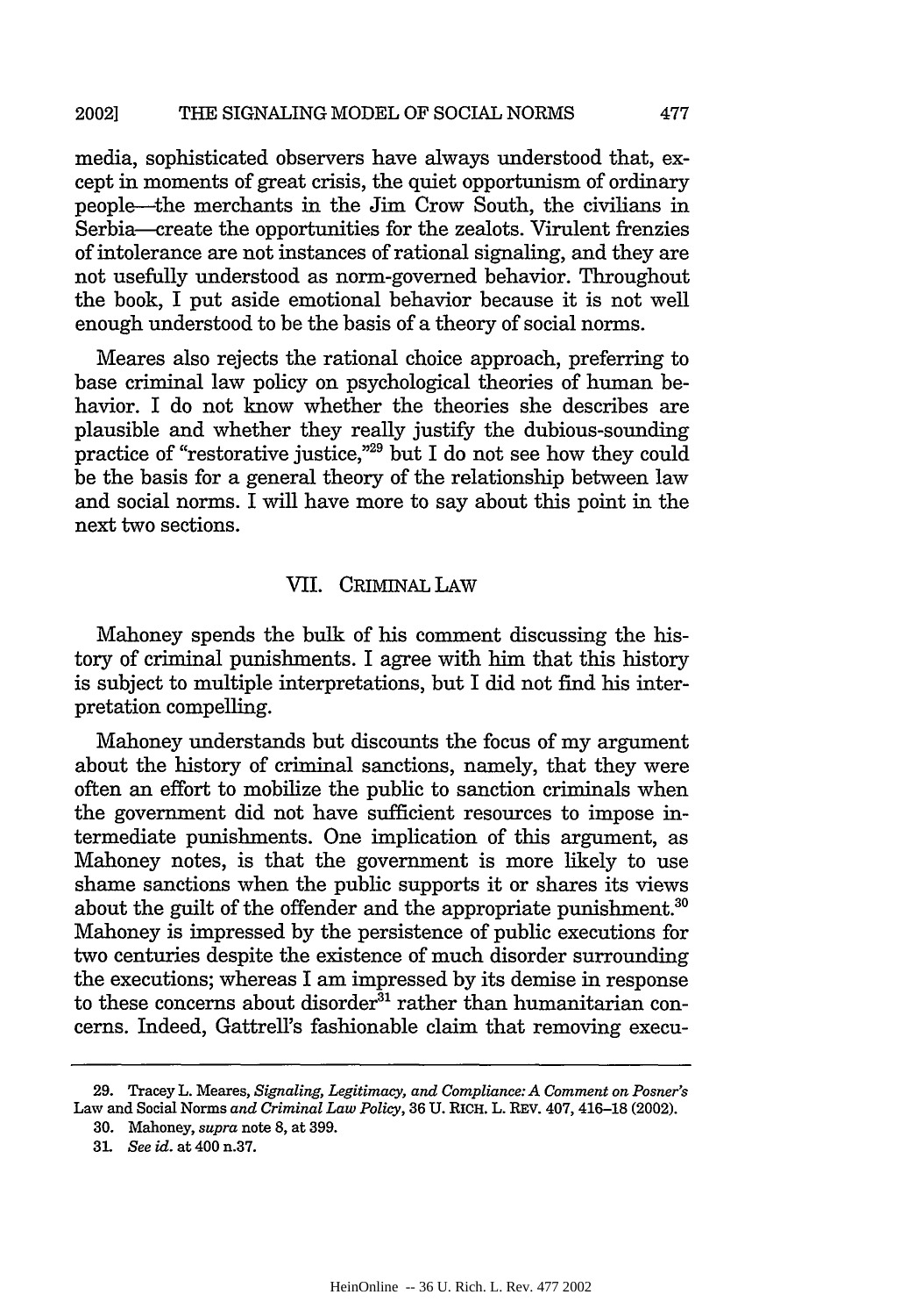media, sophisticated observers have always understood that, except in moments of great crisis, the quiet opportunism of ordinary people—the merchants in the Jim Crow South, the civilians in Serbia—create the opportunities for the zealots. Virulent frenzies of intolerance are not instances of rational signaling, and they are not usefully understood as norm-governed behavior. Throughout the book, I put aside emotional behavior because it is not well enough understood to be the basis of a theory of social norms.

Meares also rejects the rational choice approach, preferring to base criminal law policy on psychological theories of human behavior. I do not know whether the theories she describes are plausible and whether they really justify the dubious-sounding practice of "restorative justice,"[29] but I do not see how they could be the basis for a general theory of the relationship between law and social norms. I will have more to say about this point in the next two sections.

## VII. CRIMINAL LAW

Mahoney spends the bulk of his comment discussing the history of criminal punishments. I agree with him that this history is subject to multiple interpretations, but I did not find his interpretation compelling.

Mahoney understands but discounts the focus of my argument about the history of criminal sanctions, namely, that they were often an effort to mobilize the public to sanction criminals when the government did not have sufficient resources to impose intermediate punishments. One implication of this argument, as Mahoney notes, is that the government is more likely to use shame sanctions when the public supports it or shares its views about the guilt of the offender and the appropriate punishment.[30] Mahoney is impressed by the persistence of public executions for two centuries despite the existence of much disorder surrounding the executions; whereas I am impressed by its demise in response to these concerns about disorder[31] rather than humanitarian concerns. Indeed, Gattrell's fashionable claim that removing execu-

---

29. Tracey L. Meares, *Signaling, Legitimacy, and Compliance: A Comment on Posner's* Law and Social Norms *and Criminal Law Policy*, 36 U. RICH. L. REV. 407, 416–18 (2002).

30. Mahoney, *supra* note 8, at 399.

31. *See id.* at 400 n.37.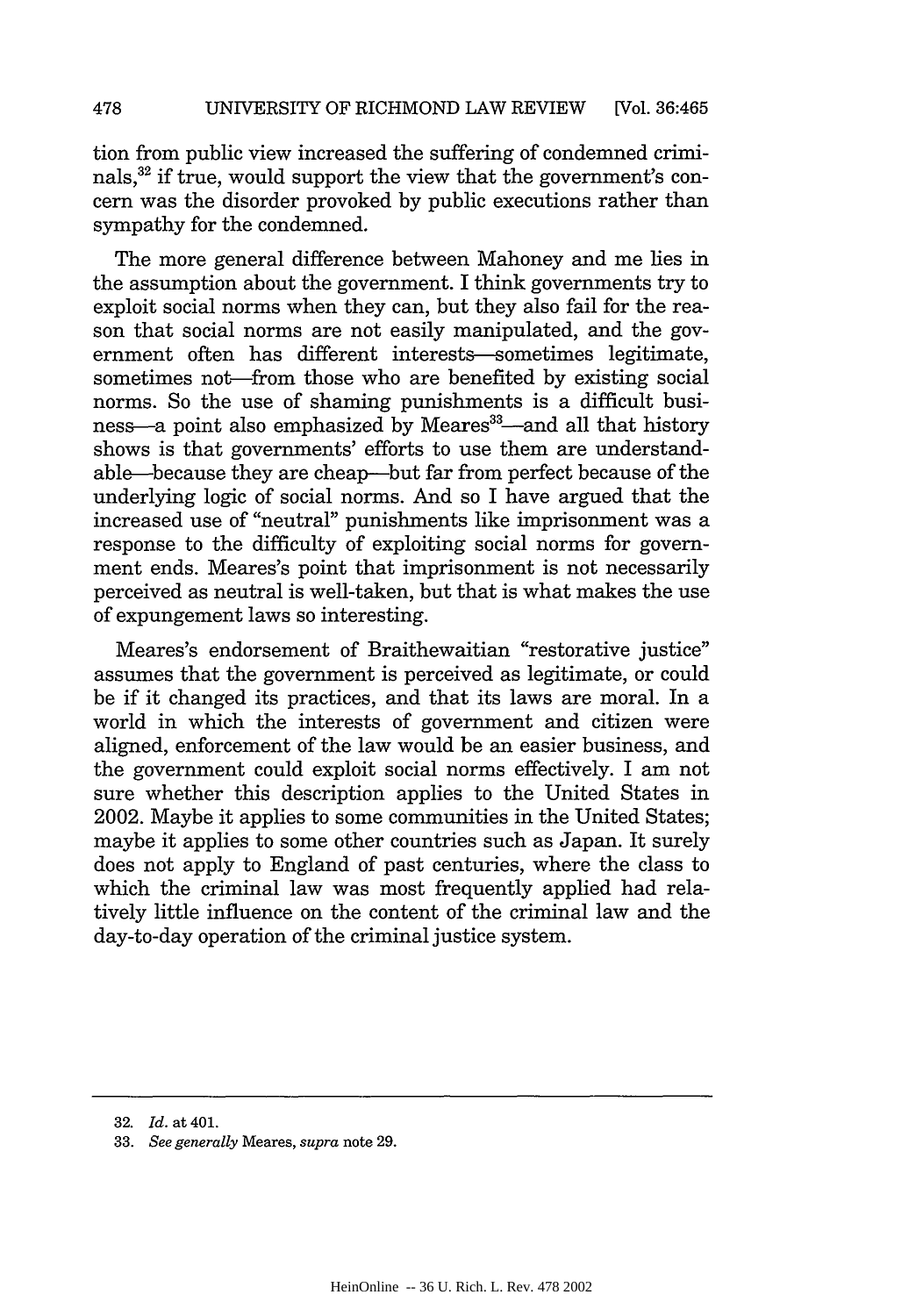tion from public view increased the suffering of condemned criminals,[32] if true, would support the view that the government's concern was the disorder provoked by public executions rather than sympathy for the condemned.

The more general difference between Mahoney and me lies in the assumption about the government. I think governments try to exploit social norms when they can, but they also fail for the reason that social norms are not easily manipulated, and the government often has different interests—sometimes legitimate, sometimes not—from those who are benefited by existing social norms. So the use of shaming punishments is a difficult business—a point also emphasized by Meares[33]—and all that history shows is that governments' efforts to use them are understandable—because they are cheap—but far from perfect because of the underlying logic of social norms. And so I have argued that the increased use of "neutral" punishments like imprisonment was a response to the difficulty of exploiting social norms for government ends. Meares's point that imprisonment is not necessarily perceived as neutral is well-taken, but that is what makes the use of expungement laws so interesting.

Meares's endorsement of Braithewaitian "restorative justice" assumes that the government is perceived as legitimate, or could be if it changed its practices, and that its laws are moral. In a world in which the interests of government and citizen were aligned, enforcement of the law would be an easier business, and the government could exploit social norms effectively. I am not sure whether this description applies to the United States in 2002. Maybe it applies to some communities in the United States; maybe it applies to some other countries such as Japan. It surely does not apply to England of past centuries, where the class to which the criminal law was most frequently applied had relatively little influence on the content of the criminal law and the day-to-day operation of the criminal justice system.

---

32. *Id.* at 401.

33. *See generally* Meares, *supra* note 29.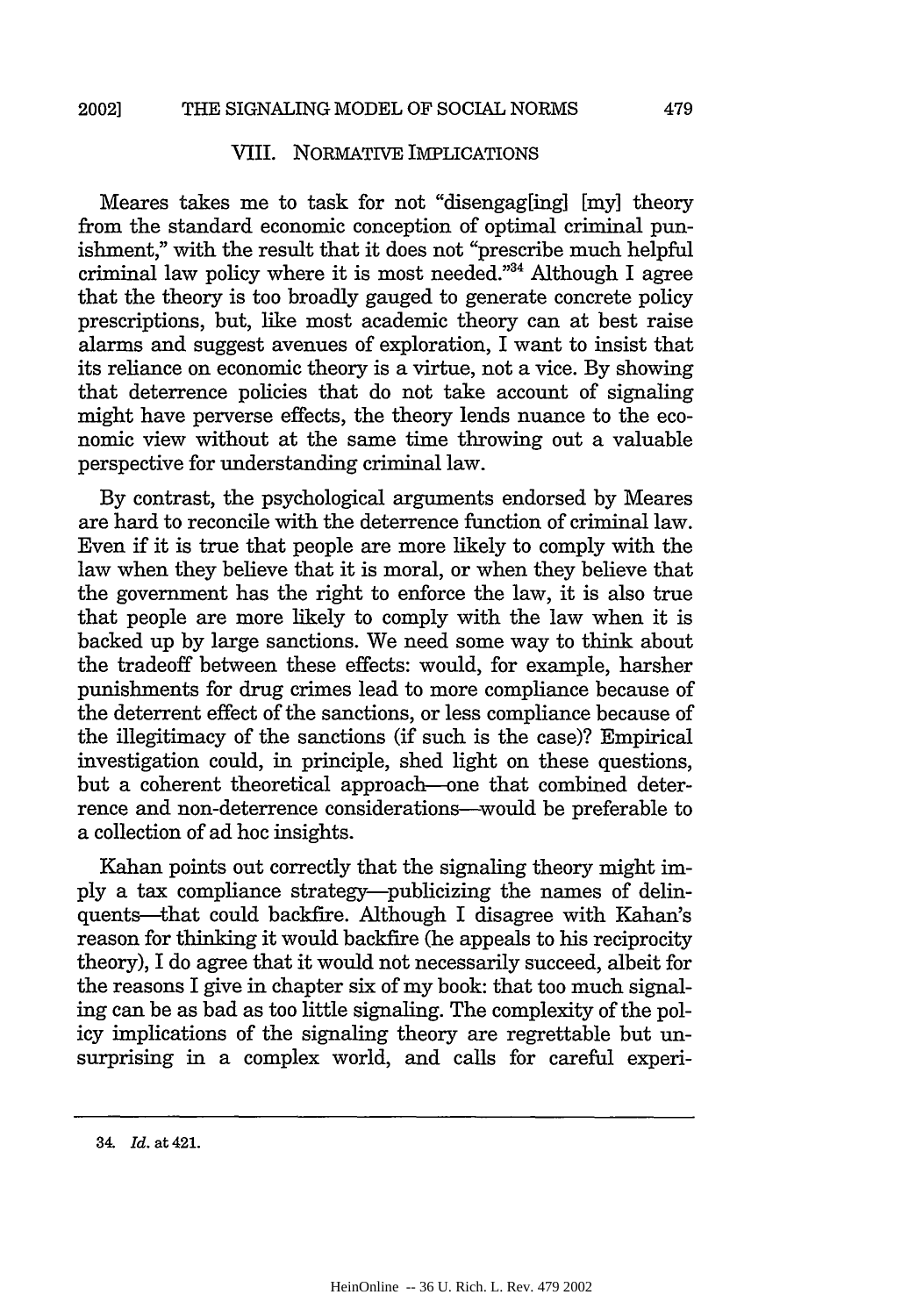## VIII. NORMATIVE IMPLICATIONS

Meares takes me to task for not "disengag[ing] [my] theory from the standard economic conception of optimal criminal punishment," with the result that it does not "prescribe much helpful criminal law policy where it is most needed."[34] Although I agree that the theory is too broadly gauged to generate concrete policy prescriptions, but, like most academic theory can at best raise alarms and suggest avenues of exploration, I want to insist that its reliance on economic theory is a virtue, not a vice. By showing that deterrence policies that do not take account of signaling might have perverse effects, the theory lends nuance to the economic view without at the same time throwing out a valuable perspective for understanding criminal law.

By contrast, the psychological arguments endorsed by Meares are hard to reconcile with the deterrence function of criminal law. Even if it is true that people are more likely to comply with the law when they believe that it is moral, or when they believe that the government has the right to enforce the law, it is also true that people are more likely to comply with the law when it is backed up by large sanctions. We need some way to think about the tradeoff between these effects: would, for example, harsher punishments for drug crimes lead to more compliance because of the deterrent effect of the sanctions, or less compliance because of the illegitimacy of the sanctions (if such is the case)? Empirical investigation could, in principle, shed light on these questions, but a coherent theoretical approach—one that combined deterrence and non-deterrence considerations—would be preferable to a collection of ad hoc insights.

Kahan points out correctly that the signaling theory might imply a tax compliance strategy—publicizing the names of delinquents—that could backfire. Although I disagree with Kahan's reason for thinking it would backfire (he appeals to his reciprocity theory), I do agree that it would not necessarily succeed, albeit for the reasons I give in chapter six of my book: that too much signaling can be as bad as too little signaling. The complexity of the policy implications of the signaling theory are regrettable but unsurprising in a complex world, and calls for careful experi-

34. *Id.* at 421.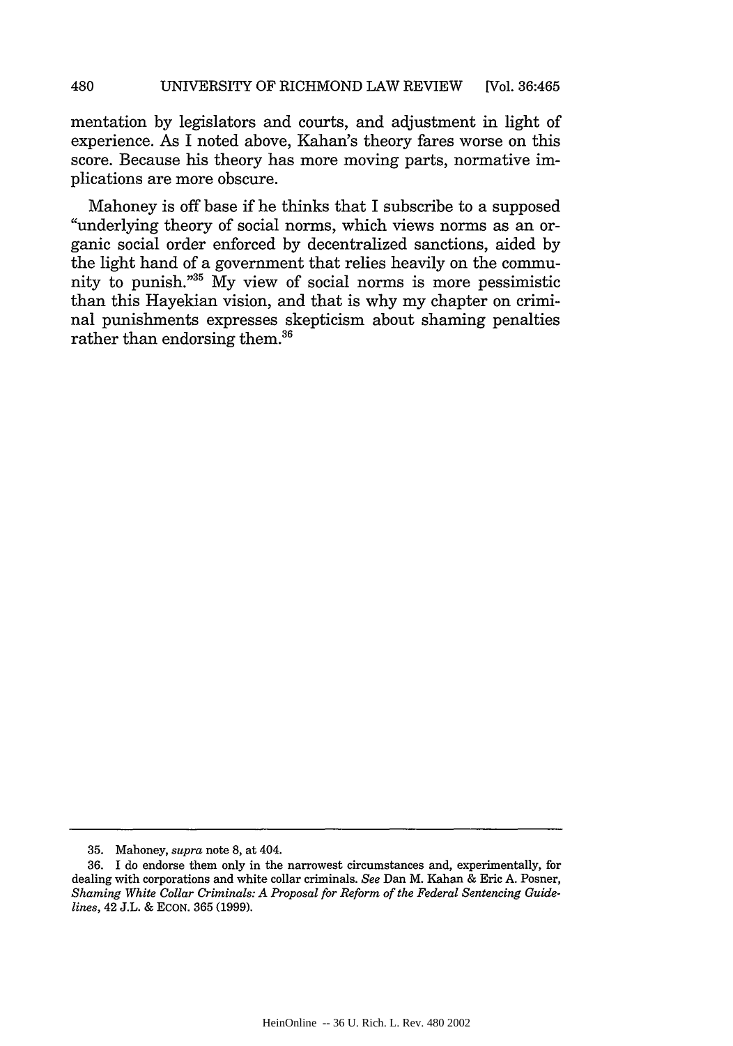mentation by legislators and courts, and adjustment in light of experience. As I noted above, Kahan's theory fares worse on this score. Because his theory has more moving parts, normative implications are more obscure.

Mahoney is off base if he thinks that I subscribe to a supposed "underlying theory of social norms, which views norms as an organic social order enforced by decentralized sanctions, aided by the light hand of a government that relies heavily on the community to punish."[35] My view of social norms is more pessimistic than this Hayekian vision, and that is why my chapter on criminal punishments expresses skepticism about shaming penalties rather than endorsing them.[36]

---

35. Mahoney, *supra* note 8, at 404.

36. I do endorse them only in the narrowest circumstances and, experimentally, for dealing with corporations and white collar criminals. *See* Dan M. Kahan & Eric A. Posner, *Shaming White Collar Criminals: A Proposal for Reform of the Federal Sentencing Guidelines*, 42 J.L. & ECON. 365 (1999).